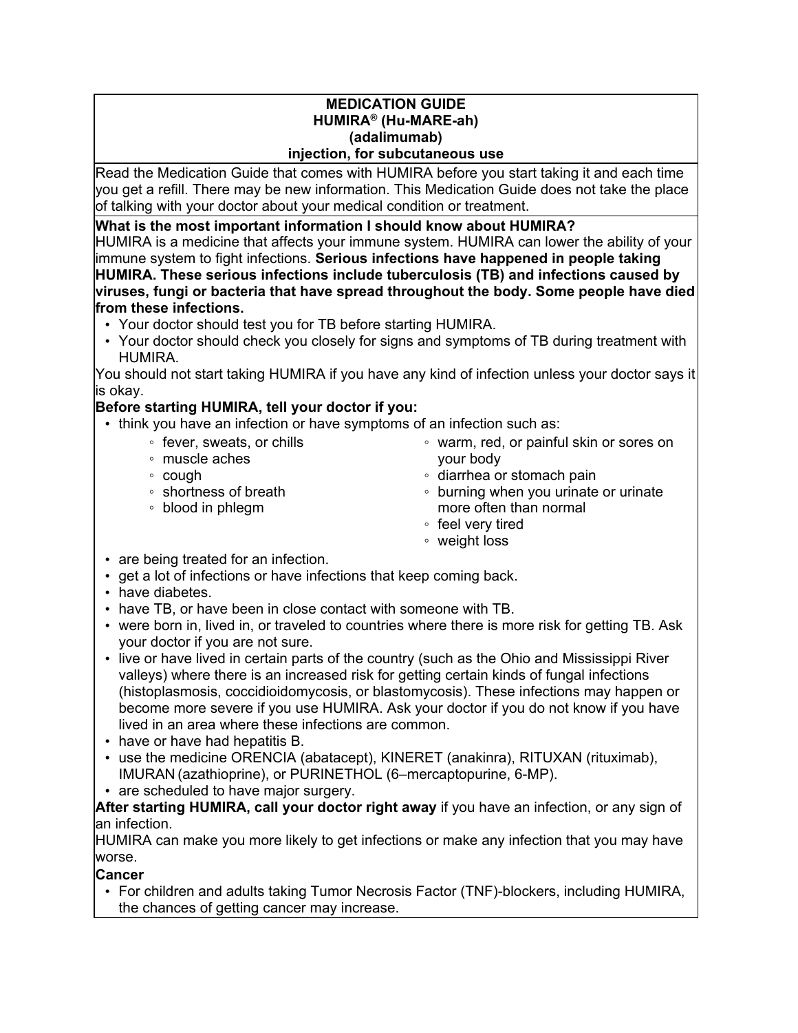# MEDICATION GUIDE
## HUMIRA® (Hu-MARE-ah)
## (adalimumab)
## injection, for subcutaneous use

Read the Medication Guide that comes with HUMIRA before you start taking it and each time you get a refill. There may be new information. This Medication Guide does not take the place of talking with your doctor about your medical condition or treatment.

**What is the most important information I should know about HUMIRA?**

HUMIRA is a medicine that affects your immune system. HUMIRA can lower the ability of your immune system to fight infections. **Serious infections have happened in people taking HUMIRA. These serious infections include tuberculosis (TB) and infections caused by viruses, fungi or bacteria that have spread throughout the body. Some people have died from these infections.**

- Your doctor should test you for TB before starting HUMIRA.
- Your doctor should check you closely for signs and symptoms of TB during treatment with HUMIRA.

You should not start taking HUMIRA if you have any kind of infection unless your doctor says it is okay.

**Before starting HUMIRA, tell your doctor if you:**

- think you have an infection or have symptoms of an infection such as:
  - fever, sweats, or chills
  - muscle aches
  - cough
  - shortness of breath
  - blood in phlegm
  - warm, red, or painful skin or sores on your body
  - diarrhea or stomach pain
  - burning when you urinate or urinate more often than normal
  - feel very tired
  - weight loss
- are being treated for an infection.
- get a lot of infections or have infections that keep coming back.
- have diabetes.
- have TB, or have been in close contact with someone with TB.
- were born in, lived in, or traveled to countries where there is more risk for getting TB. Ask your doctor if you are not sure.
- live or have lived in certain parts of the country (such as the Ohio and Mississippi River valleys) where there is an increased risk for getting certain kinds of fungal infections (histoplasmosis, coccidioidomycosis, or blastomycosis). These infections may happen or become more severe if you use HUMIRA. Ask your doctor if you do not know if you have lived in an area where these infections are common.
- have or have had hepatitis B.
- use the medicine ORENCIA (abatacept), KINERET (anakinra), RITUXAN (rituximab), IMURAN (azathioprine), or PURINETHOL (6–mercaptopurine, 6-MP).
- are scheduled to have major surgery.

**After starting HUMIRA, call your doctor right away** if you have an infection, or any sign of an infection.

HUMIRA can make you more likely to get infections or make any infection that you may have worse.

**Cancer**

- For children and adults taking Tumor Necrosis Factor (TNF)-blockers, including HUMIRA, the chances of getting cancer may increase.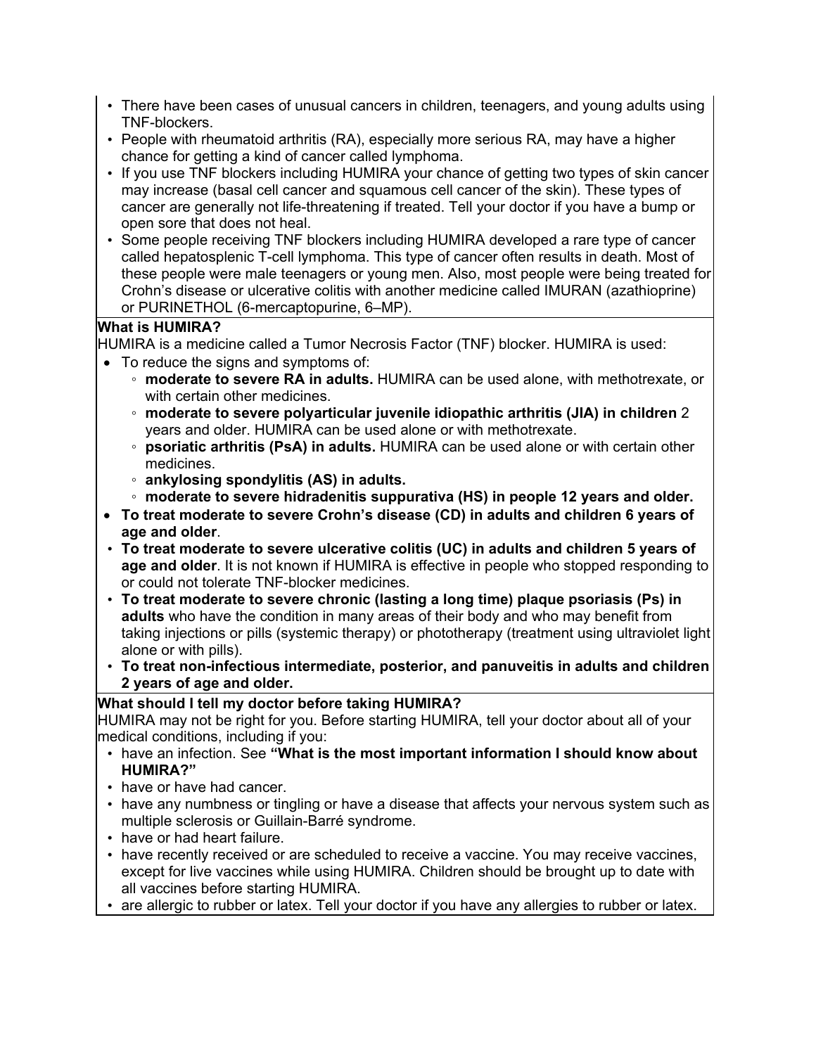- There have been cases of unusual cancers in children, teenagers, and young adults using TNF-blockers.
- People with rheumatoid arthritis (RA), especially more serious RA, may have a higher chance for getting a kind of cancer called lymphoma.
- If you use TNF blockers including HUMIRA your chance of getting two types of skin cancer may increase (basal cell cancer and squamous cell cancer of the skin). These types of cancer are generally not life-threatening if treated. Tell your doctor if you have a bump or open sore that does not heal.
- Some people receiving TNF blockers including HUMIRA developed a rare type of cancer called hepatosplenic T-cell lymphoma. This type of cancer often results in death. Most of these people were male teenagers or young men. Also, most people were being treated for Crohn's disease or ulcerative colitis with another medicine called IMURAN (azathioprine) or PURINETHOL (6-mercaptopurine, 6–MP).

**What is HUMIRA?**

HUMIRA is a medicine called a Tumor Necrosis Factor (TNF) blocker. HUMIRA is used:

- To reduce the signs and symptoms of:
  - **moderate to severe RA in adults.** HUMIRA can be used alone, with methotrexate, or with certain other medicines.
  - **moderate to severe polyarticular juvenile idiopathic arthritis (JIA) in children** 2 years and older. HUMIRA can be used alone or with methotrexate.
  - **psoriatic arthritis (PsA) in adults.** HUMIRA can be used alone or with certain other medicines.
  - **ankylosing spondylitis (AS) in adults.**
  - **moderate to severe hidradenitis suppurativa (HS) in people 12 years and older.**
- **To treat moderate to severe Crohn's disease (CD) in adults and children 6 years of age and older**.
- **To treat moderate to severe ulcerative colitis (UC) in adults and children 5 years of age and older**. It is not known if HUMIRA is effective in people who stopped responding to or could not tolerate TNF-blocker medicines.
- **To treat moderate to severe chronic (lasting a long time) plaque psoriasis (Ps) in adults** who have the condition in many areas of their body and who may benefit from taking injections or pills (systemic therapy) or phototherapy (treatment using ultraviolet light alone or with pills).
- **To treat non-infectious intermediate, posterior, and panuveitis in adults and children 2 years of age and older.**

**What should I tell my doctor before taking HUMIRA?**

HUMIRA may not be right for you. Before starting HUMIRA, tell your doctor about all of your medical conditions, including if you:

- have an infection. See **"What is the most important information I should know about HUMIRA?"**
- have or have had cancer.
- have any numbness or tingling or have a disease that affects your nervous system such as multiple sclerosis or Guillain-Barré syndrome.
- have or had heart failure.
- have recently received or are scheduled to receive a vaccine. You may receive vaccines, except for live vaccines while using HUMIRA. Children should be brought up to date with all vaccines before starting HUMIRA.
- are allergic to rubber or latex. Tell your doctor if you have any allergies to rubber or latex.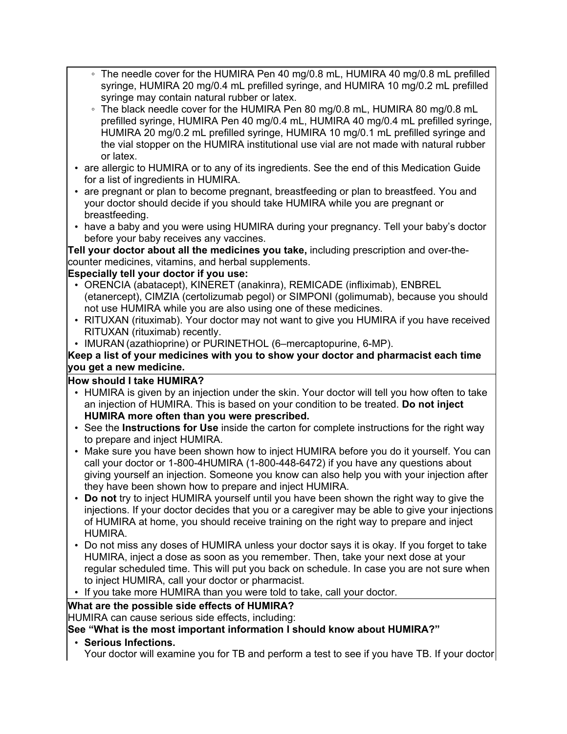- The needle cover for the HUMIRA Pen 40 mg/0.8 mL, HUMIRA 40 mg/0.8 mL prefilled syringe, HUMIRA 20 mg/0.4 mL prefilled syringe, and HUMIRA 10 mg/0.2 mL prefilled syringe may contain natural rubber or latex.
  - The black needle cover for the HUMIRA Pen 80 mg/0.8 mL, HUMIRA 80 mg/0.8 mL prefilled syringe, HUMIRA Pen 40 mg/0.4 mL, HUMIRA 40 mg/0.4 mL prefilled syringe, HUMIRA 20 mg/0.2 mL prefilled syringe, HUMIRA 10 mg/0.1 mL prefilled syringe and the vial stopper on the HUMIRA institutional use vial are not made with natural rubber or latex.
- are allergic to HUMIRA or to any of its ingredients. See the end of this Medication Guide for a list of ingredients in HUMIRA.
- are pregnant or plan to become pregnant, breastfeeding or plan to breastfeed. You and your doctor should decide if you should take HUMIRA while you are pregnant or breastfeeding.
- have a baby and you were using HUMIRA during your pregnancy. Tell your baby's doctor before your baby receives any vaccines.

**Tell your doctor about all the medicines you take,** including prescription and over-the-counter medicines, vitamins, and herbal supplements.

**Especially tell your doctor if you use:**

- ORENCIA (abatacept), KINERET (anakinra), REMICADE (infliximab), ENBREL (etanercept), CIMZIA (certolizumab pegol) or SIMPONI (golimumab), because you should not use HUMIRA while you are also using one of these medicines.
- RITUXAN (rituximab). Your doctor may not want to give you HUMIRA if you have received RITUXAN (rituximab) recently.
- IMURAN (azathioprine) or PURINETHOL (6–mercaptopurine, 6-MP).

**Keep a list of your medicines with you to show your doctor and pharmacist each time you get a new medicine.**

**How should I take HUMIRA?**

- HUMIRA is given by an injection under the skin. Your doctor will tell you how often to take an injection of HUMIRA. This is based on your condition to be treated. **Do not inject HUMIRA more often than you were prescribed.**
- See the **Instructions for Use** inside the carton for complete instructions for the right way to prepare and inject HUMIRA.
- Make sure you have been shown how to inject HUMIRA before you do it yourself. You can call your doctor or 1-800-4HUMIRA (1-800-448-6472) if you have any questions about giving yourself an injection. Someone you know can also help you with your injection after they have been shown how to prepare and inject HUMIRA.
- **Do not** try to inject HUMIRA yourself until you have been shown the right way to give the injections. If your doctor decides that you or a caregiver may be able to give your injections of HUMIRA at home, you should receive training on the right way to prepare and inject HUMIRA.
- Do not miss any doses of HUMIRA unless your doctor says it is okay. If you forget to take HUMIRA, inject a dose as soon as you remember. Then, take your next dose at your regular scheduled time. This will put you back on schedule. In case you are not sure when to inject HUMIRA, call your doctor or pharmacist.
- If you take more HUMIRA than you were told to take, call your doctor.

**What are the possible side effects of HUMIRA?**

HUMIRA can cause serious side effects, including:

**See "What is the most important information I should know about HUMIRA?"**

- **Serious Infections.**
  Your doctor will examine you for TB and perform a test to see if you have TB. If your doctor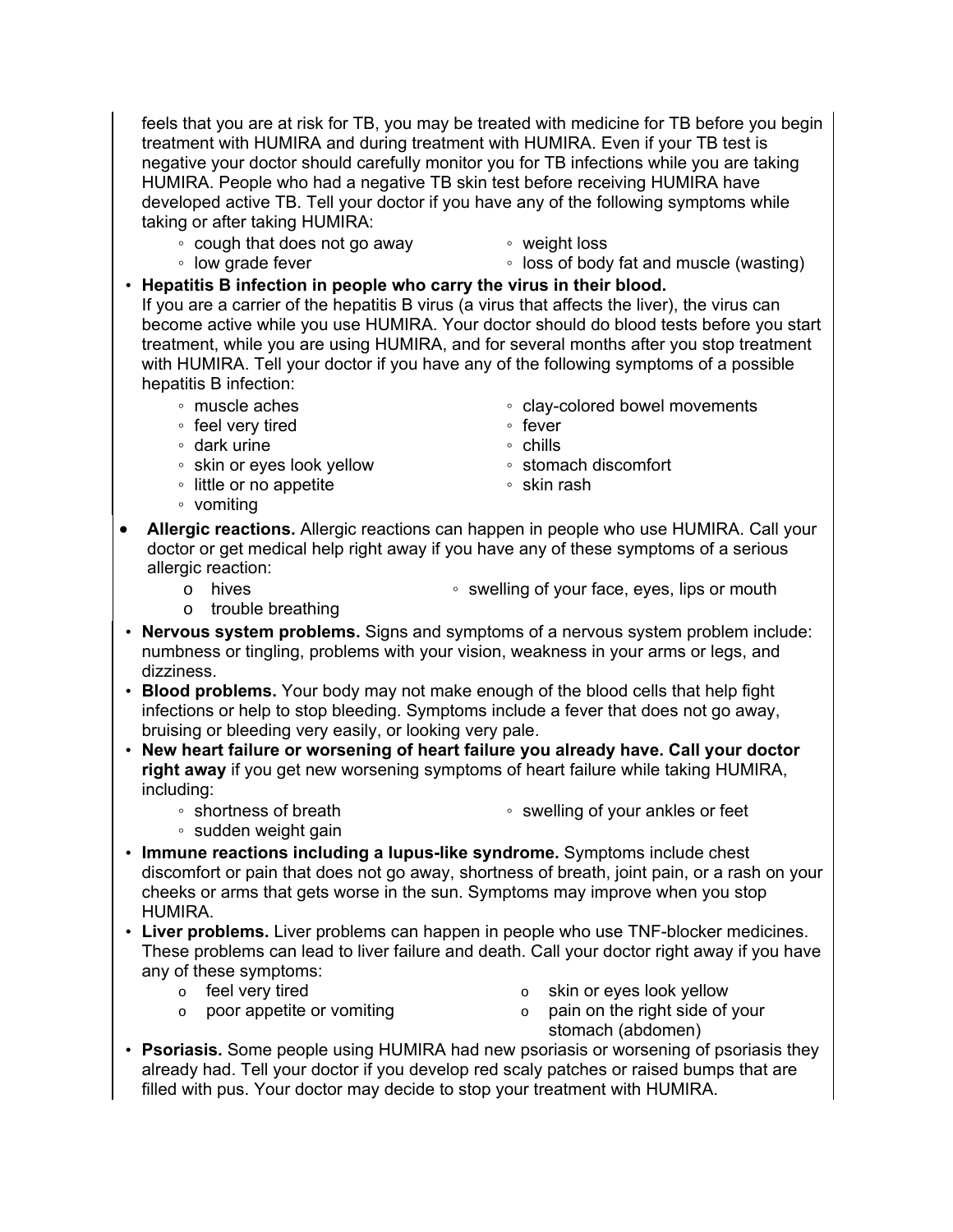feels that you are at risk for TB, you may be treated with medicine for TB before you begin treatment with HUMIRA and during treatment with HUMIRA. Even if your TB test is negative your doctor should carefully monitor you for TB infections while you are taking HUMIRA. People who had a negative TB skin test before receiving HUMIRA have developed active TB. Tell your doctor if you have any of the following symptoms while taking or after taking HUMIRA:
  - cough that does not go away
  - low grade fever
  - weight loss
  - loss of body fat and muscle (wasting)

- **Hepatitis B infection in people who carry the virus in their blood.** If you are a carrier of the hepatitis B virus (a virus that affects the liver), the virus can become active while you use HUMIRA. Your doctor should do blood tests before you start treatment, while you are using HUMIRA, and for several months after you stop treatment with HUMIRA. Tell your doctor if you have any of the following symptoms of a possible hepatitis B infection:
  - muscle aches
  - feel very tired
  - dark urine
  - skin or eyes look yellow
  - little or no appetite
  - vomiting
  - clay-colored bowel movements
  - fever
  - chills
  - stomach discomfort
  - skin rash

- **Allergic reactions.** Allergic reactions can happen in people who use HUMIRA. Call your doctor or get medical help right away if you have any of these symptoms of a serious allergic reaction:
  - hives
  - trouble breathing
  - swelling of your face, eyes, lips or mouth

- **Nervous system problems.** Signs and symptoms of a nervous system problem include: numbness or tingling, problems with your vision, weakness in your arms or legs, and dizziness.
- **Blood problems.** Your body may not make enough of the blood cells that help fight infections or help to stop bleeding. Symptoms include a fever that does not go away, bruising or bleeding very easily, or looking very pale.
- **New heart failure or worsening of heart failure you already have. Call your doctor right away** if you get new worsening symptoms of heart failure while taking HUMIRA, including:
  - shortness of breath
  - sudden weight gain
  - swelling of your ankles or feet

- **Immune reactions including a lupus-like syndrome.** Symptoms include chest discomfort or pain that does not go away, shortness of breath, joint pain, or a rash on your cheeks or arms that gets worse in the sun. Symptoms may improve when you stop HUMIRA.
- **Liver problems.** Liver problems can happen in people who use TNF-blocker medicines. These problems can lead to liver failure and death. Call your doctor right away if you have any of these symptoms:
  - feel very tired
  - poor appetite or vomiting
  - skin or eyes look yellow
  - pain on the right side of your stomach (abdomen)

- **Psoriasis.** Some people using HUMIRA had new psoriasis or worsening of psoriasis they already had. Tell your doctor if you develop red scaly patches or raised bumps that are filled with pus. Your doctor may decide to stop your treatment with HUMIRA.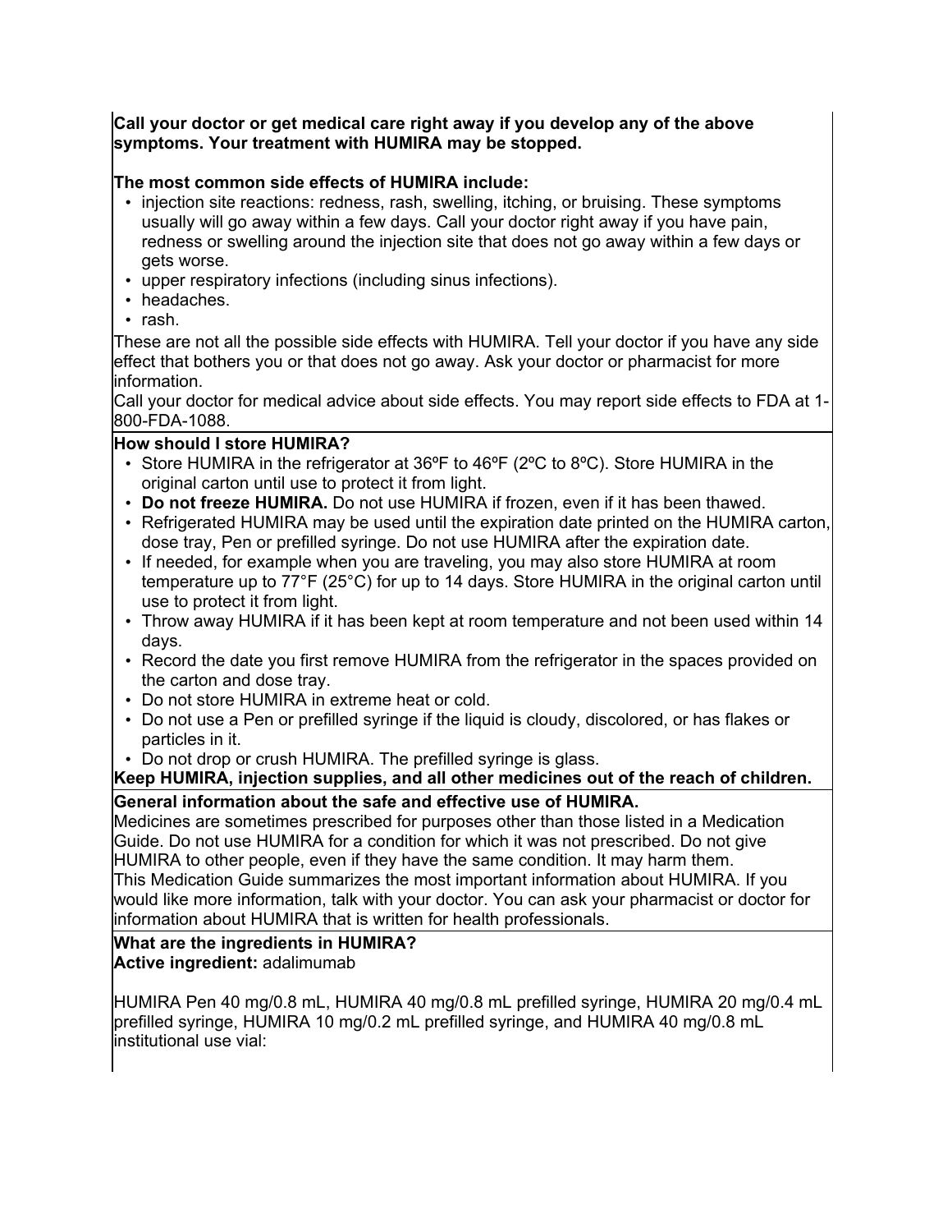**Call your doctor or get medical care right away if you develop any of the above symptoms. Your treatment with HUMIRA may be stopped.**

**The most common side effects of HUMIRA include:**

- injection site reactions: redness, rash, swelling, itching, or bruising. These symptoms usually will go away within a few days. Call your doctor right away if you have pain, redness or swelling around the injection site that does not go away within a few days or gets worse.
- upper respiratory infections (including sinus infections).
- headaches.
- rash.

These are not all the possible side effects with HUMIRA. Tell your doctor if you have any side effect that bothers you or that does not go away. Ask your doctor or pharmacist for more information.

Call your doctor for medical advice about side effects. You may report side effects to FDA at 1-800-FDA-1088.

**How should I store HUMIRA?**

- Store HUMIRA in the refrigerator at 36ºF to 46ºF (2ºC to 8ºC). Store HUMIRA in the original carton until use to protect it from light.
- **Do not freeze HUMIRA.** Do not use HUMIRA if frozen, even if it has been thawed.
- Refrigerated HUMIRA may be used until the expiration date printed on the HUMIRA carton, dose tray, Pen or prefilled syringe. Do not use HUMIRA after the expiration date.
- If needed, for example when you are traveling, you may also store HUMIRA at room temperature up to 77°F (25°C) for up to 14 days. Store HUMIRA in the original carton until use to protect it from light.
- Throw away HUMIRA if it has been kept at room temperature and not been used within 14 days.
- Record the date you first remove HUMIRA from the refrigerator in the spaces provided on the carton and dose tray.
- Do not store HUMIRA in extreme heat or cold.
- Do not use a Pen or prefilled syringe if the liquid is cloudy, discolored, or has flakes or particles in it.
- Do not drop or crush HUMIRA. The prefilled syringe is glass.

**Keep HUMIRA, injection supplies, and all other medicines out of the reach of children.**

**General information about the safe and effective use of HUMIRA.**

Medicines are sometimes prescribed for purposes other than those listed in a Medication Guide. Do not use HUMIRA for a condition for which it was not prescribed. Do not give HUMIRA to other people, even if they have the same condition. It may harm them.

This Medication Guide summarizes the most important information about HUMIRA. If you would like more information, talk with your doctor. You can ask your pharmacist or doctor for information about HUMIRA that is written for health professionals.

**What are the ingredients in HUMIRA?**

**Active ingredient:** adalimumab

HUMIRA Pen 40 mg/0.8 mL, HUMIRA 40 mg/0.8 mL prefilled syringe, HUMIRA 20 mg/0.4 mL prefilled syringe, HUMIRA 10 mg/0.2 mL prefilled syringe, and HUMIRA 40 mg/0.8 mL institutional use vial: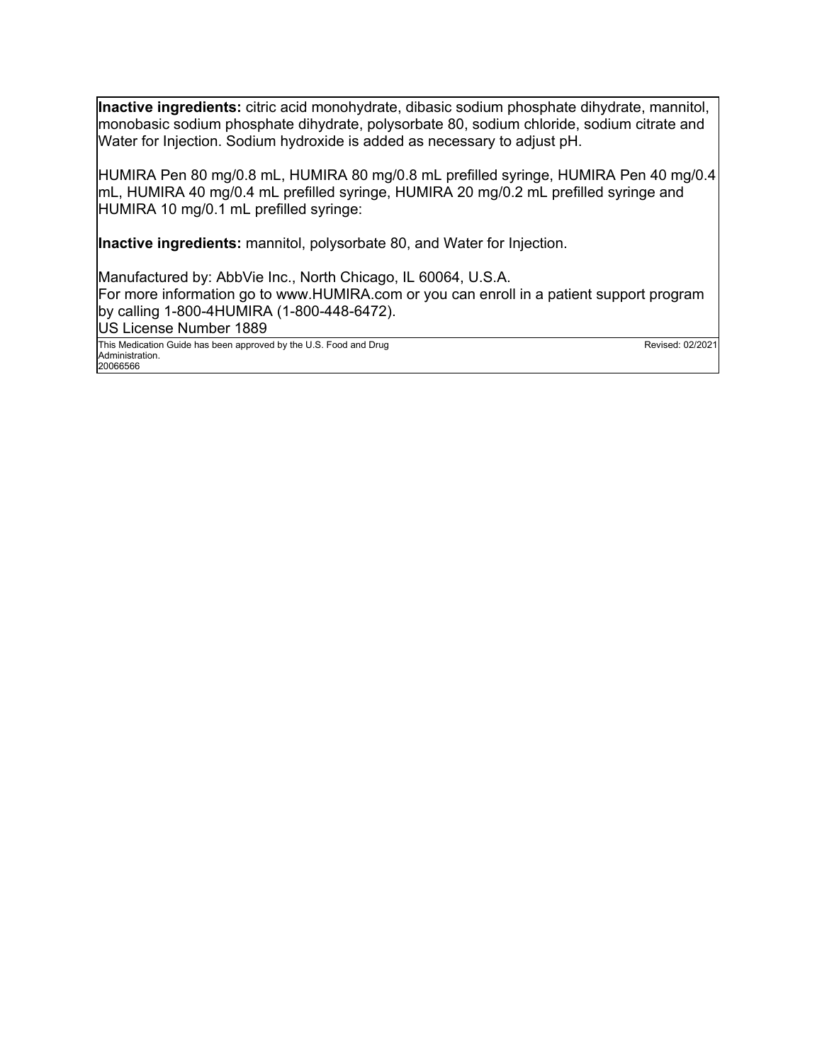**Inactive ingredients:** citric acid monohydrate, dibasic sodium phosphate dihydrate, mannitol, monobasic sodium phosphate dihydrate, polysorbate 80, sodium chloride, sodium citrate and Water for Injection. Sodium hydroxide is added as necessary to adjust pH.

HUMIRA Pen 80 mg/0.8 mL, HUMIRA 80 mg/0.8 mL prefilled syringe, HUMIRA Pen 40 mg/0.4 mL, HUMIRA 40 mg/0.4 mL prefilled syringe, HUMIRA 20 mg/0.2 mL prefilled syringe and HUMIRA 10 mg/0.1 mL prefilled syringe:

**Inactive ingredients:** mannitol, polysorbate 80, and Water for Injection.

Manufactured by: AbbVie Inc., North Chicago, IL 60064, U.S.A.
For more information go to www.HUMIRA.com or you can enroll in a patient support program by calling 1-800-4HUMIRA (1-800-448-6472).
US License Number 1889

This Medication Guide has been approved by the U.S. Food and Drug Administration.
20066566

Revised: 02/2021